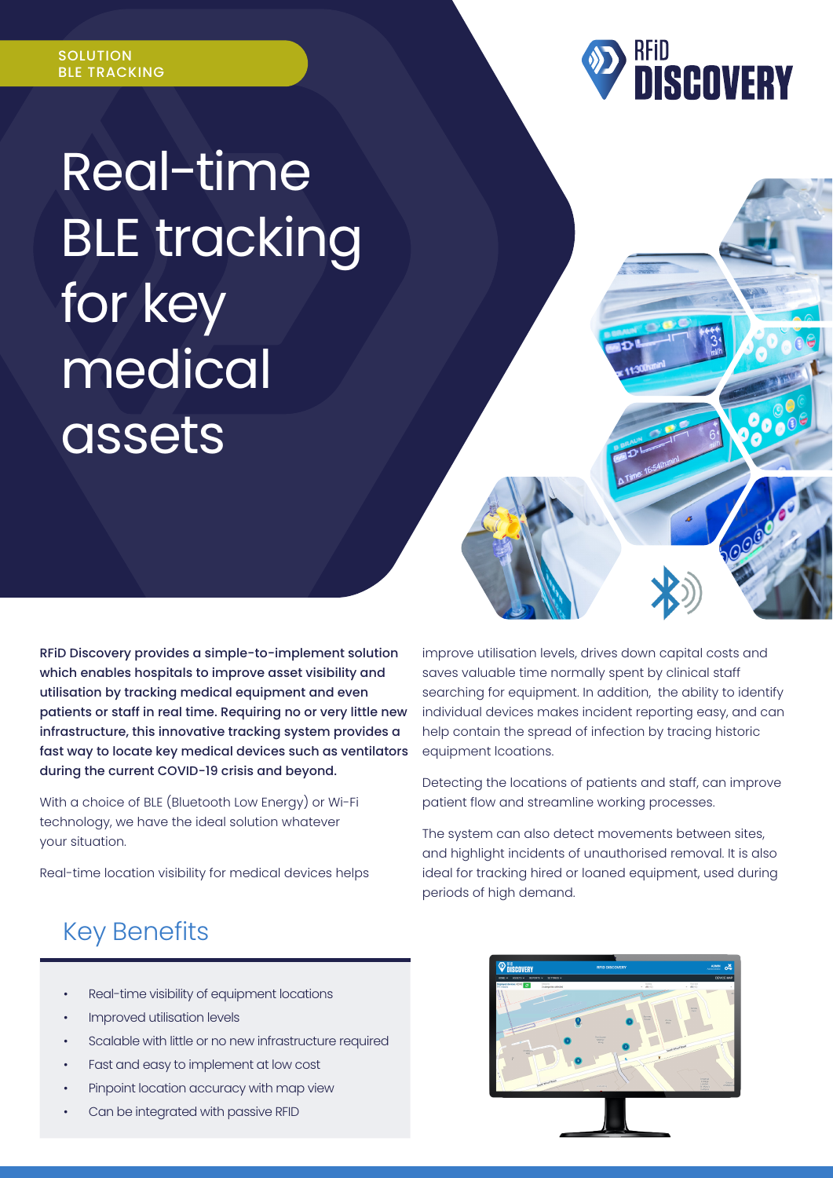SOLUTION
BLE TRACKING

# Real-time BLE tracking for key medical assets

**RFiD Discovery provides a simple-to-implement solution which enables hospitals to improve asset visibility and utilisation by tracking medical equipment and even patients or staff in real time. Requiring no or very little new infrastructure, this innovative tracking system provides a fast way to locate key medical devices such as ventilators during the current COVID-19 crisis and beyond.**

With a choice of BLE (Bluetooth Low Energy) or Wi-Fi technology, we have the ideal solution whatever your situation.

Real-time location visibility for medical devices helps improve utilisation levels, drives down capital costs and saves valuable time normally spent by clinical staff searching for equipment. In addition, the ability to identify individual devices makes incident reporting easy, and can help contain the spread of infection by tracing historic equipment lcoations.

Detecting the locations of patients and staff, can improve patient flow and streamline working processes.

The system can also detect movements between sites, and highlight incidents of unauthorised removal. It is also ideal for tracking hired or loaned equipment, used during periods of high demand.

## Key Benefits

- Real-time visibility of equipment locations
- Improved utilisation levels
- Scalable with little or no new infrastructure required
- Fast and easy to implement at low cost
- Pinpoint location accuracy with map view
- Can be integrated with passive RFID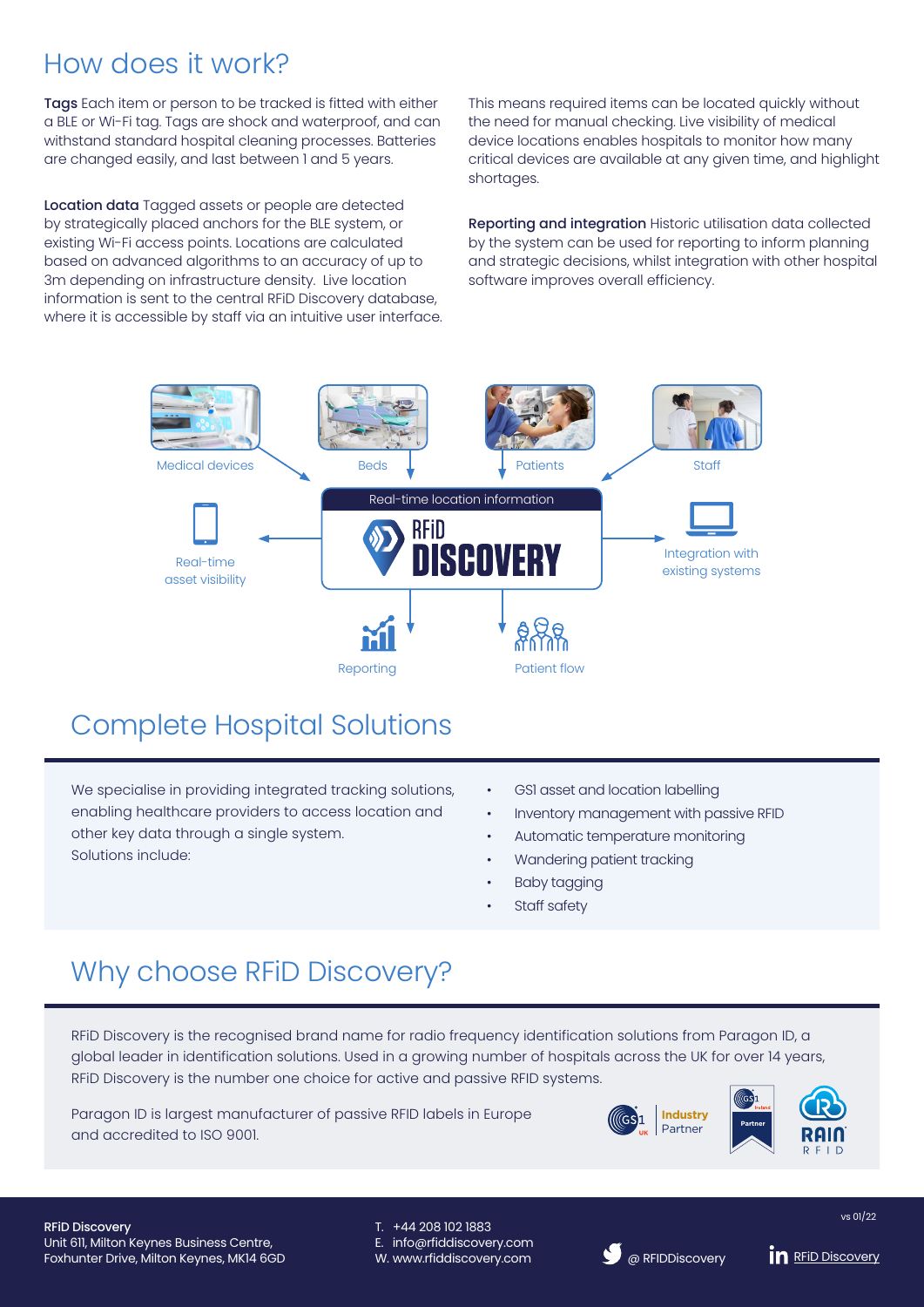# How does it work?

**Tags** Each item or person to be tracked is fitted with either a BLE or Wi-Fi tag. Tags are shock and waterproof, and can withstand standard hospital cleaning processes. Batteries are changed easily, and last between 1 and 5 years.

**Location data** Tagged assets or people are detected by strategically placed anchors for the BLE system, or existing Wi-Fi access points. Locations are calculated based on advanced algorithms to an accuracy of up to 3m depending on infrastructure density. Live location information is sent to the central RFiD Discovery database, where it is accessible by staff via an intuitive user interface.

This means required items can be located quickly without the need for manual checking. Live visibility of medical device locations enables hospitals to monitor how many critical devices are available at any given time, and highlight shortages.

**Reporting and integration** Historic utilisation data collected by the system can be used for reporting to inform planning and strategic decisions, whilst integration with other hospital software improves overall efficiency.

Medical devices
Beds
Patients
Staff
Real-time location information
RFiD DISCOVERY
Real-time asset visibility
Integration with existing systems
Reporting
Patient flow

## Complete Hospital Solutions

We specialise in providing integrated tracking solutions, enabling healthcare providers to access location and other key data through a single system.
Solutions include:

- GS1 asset and location labelling
- Inventory management with passive RFID
- Automatic temperature monitoring
- Wandering patient tracking
- Baby tagging
- Staff safety

## Why choose RFiD Discovery?

RFiD Discovery is the recognised brand name for radio frequency identification solutions from Paragon ID, a global leader in identification solutions. Used in a growing number of hospitals across the UK for over 14 years, RFiD Discovery is the number one choice for active and passive RFID systems.

Paragon ID is largest manufacturer of passive RFID labels in Europe and accredited to ISO 9001.

GS1 UK Industry Partner
GS1 Ireland Partner
RAIN RFID

**RFiD Discovery**
Unit 611, Milton Keynes Business Centre,
Foxhunter Drive, Milton Keynes, MK14 6GD

T. +44 208 102 1883
E. info@rfiddiscovery.com
W. www.rfiddiscovery.com

@ RFIDDiscovery

RFiD Discovery

vs 01/22